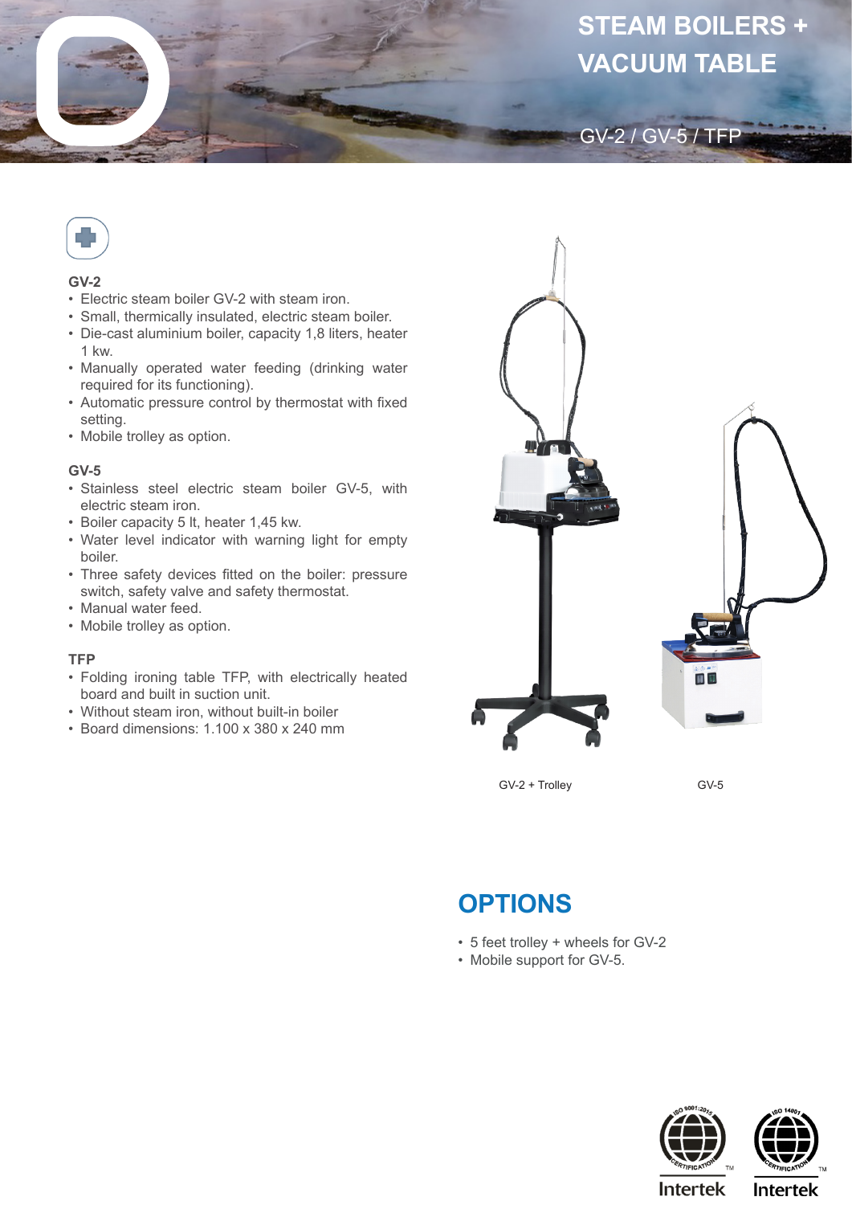# STEAM BOILERS + VACUUM TABLE

GV-2 / GV-5 / TFP

### GV-2

- Electric steam boiler GV-2 with steam iron.
- Small, thermically insulated, electric steam boiler.
- Die-cast aluminium boiler, capacity 1,8 liters, heater 1 kw.
- Manually operated water feeding (drinking water required for its functioning).
- Automatic pressure control by thermostat with fixed setting.
- Mobile trolley as option.

### GV-5

- Stainless steel electric steam boiler GV-5, with electric steam iron.
- Boiler capacity 5 lt, heater 1,45 kw.
- Water level indicator with warning light for empty boiler.
- Three safety devices fitted on the boiler: pressure switch, safety valve and safety thermostat.
- Manual water feed.
- Mobile trolley as option.

### TFP

- Folding ironing table TFP, with electrically heated board and built in suction unit.
- Without steam iron, without built-in boiler
- Board dimensions: 1.100 x 380 x 240 mm

GV-2 + Trolley

GV-5

## OPTIONS

- 5 feet trolley + wheels for GV-2
- Mobile support for GV-5.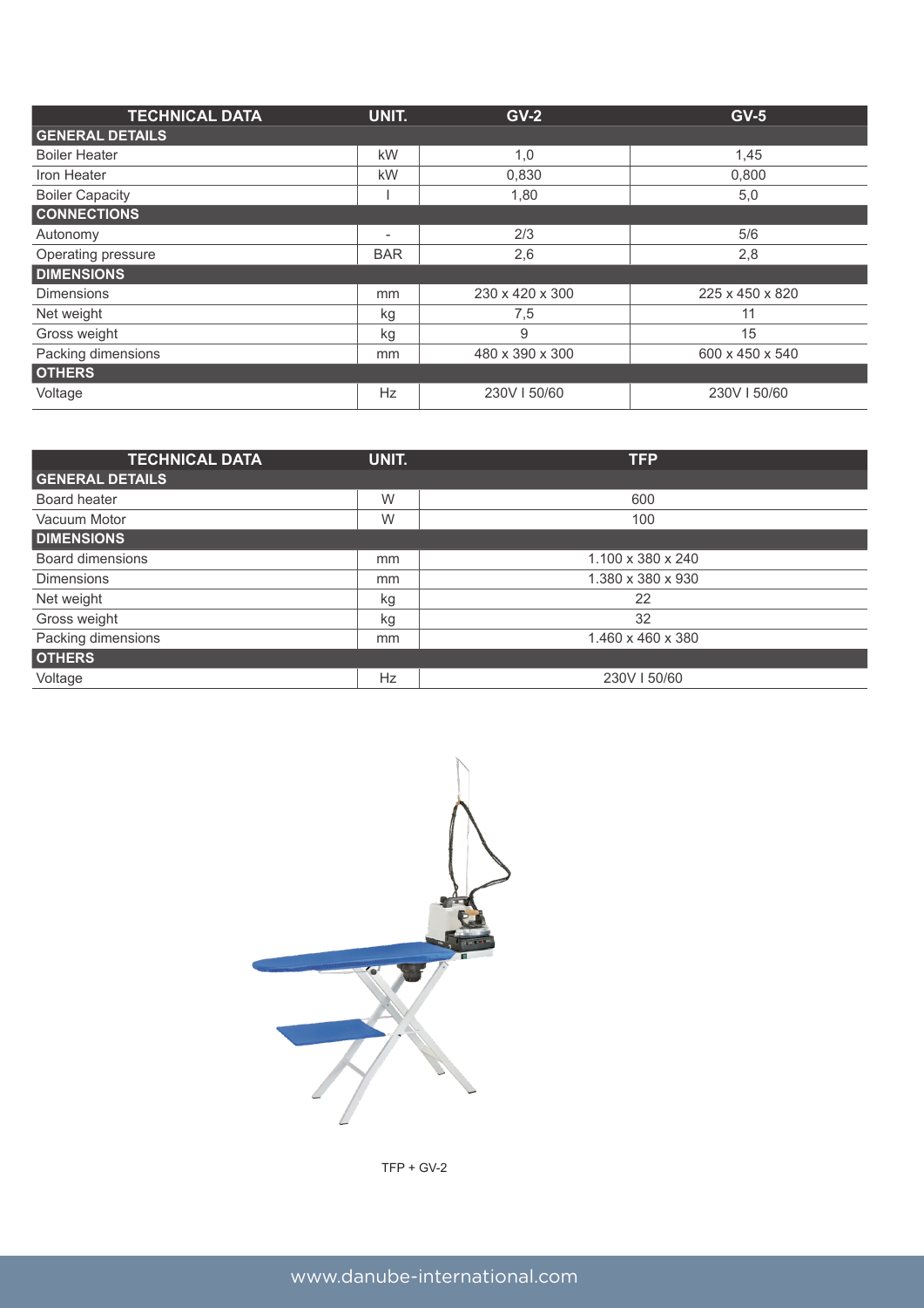| TECHNICAL DATA | UNIT. | GV-2 | GV-5 |
| --- | --- | --- | --- |
| **GENERAL DETAILS** | | | |
| Boiler Heater | kW | 1,0 | 1,45 |
| Iron Heater | kW | 0,830 | 0,800 |
| Boiler Capacity | l | 1,80 | 5,0 |
| **CONNECTIONS** | | | |
| Autonomy | - | 2/3 | 5/6 |
| Operating pressure | BAR | 2,6 | 2,8 |
| **DIMENSIONS** | | | |
| Dimensions | mm | 230 x 420 x 300 | 225 x 450 x 820 |
| Net weight | kg | 7,5 | 11 |
| Gross weight | kg | 9 | 15 |
| Packing dimensions | mm | 480 x 390 x 300 | 600 x 450 x 540 |
| **OTHERS** | | | |
| Voltage | Hz | 230V I 50/60 | 230V I 50/60 |

| TECHNICAL DATA | UNIT. | TFP |
| --- | --- | --- |
| **GENERAL DETAILS** | | |
| Board heater | W | 600 |
| Vacuum Motor | W | 100 |
| **DIMENSIONS** | | |
| Board dimensions | mm | 1.100 x 380 x 240 |
| Dimensions | mm | 1.380 x 380 x 930 |
| Net weight | kg | 22 |
| Gross weight | kg | 32 |
| Packing dimensions | mm | 1.460 x 460 x 380 |
| **OTHERS** | | |
| Voltage | Hz | 230V I 50/60 |

TFP + GV-2

www.danube-international.com